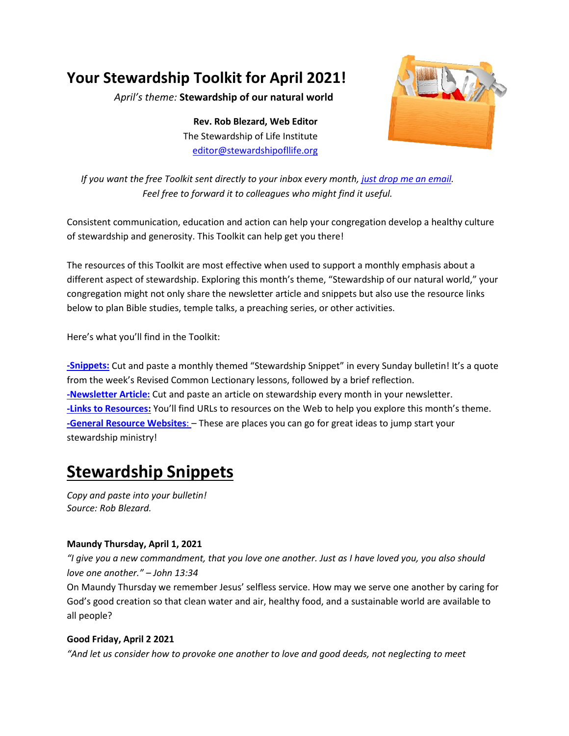# Your Stewardship Toolkit for April 2021!

*April's theme:* **Stewardship of our natural world**

**Rev. Rob Blezard, Web Editor**
The Stewardship of Life Institute
editor@stewardshipofllife.org

*If you want the free Toolkit sent directly to your inbox every month, just drop me an email. Feel free to forward it to colleagues who might find it useful.*

Consistent communication, education and action can help your congregation develop a healthy culture of stewardship and generosity. This Toolkit can help get you there!

The resources of this Toolkit are most effective when used to support a monthly emphasis about a different aspect of stewardship. Exploring this month's theme, "Stewardship of our natural world," your congregation might not only share the newsletter article and snippets but also use the resource links below to plan Bible studies, temple talks, a preaching series, or other activities.

Here's what you'll find in the Toolkit:

**-Snippets:** Cut and paste a monthly themed "Stewardship Snippet" in every Sunday bulletin! It's a quote from the week's Revised Common Lectionary lessons, followed by a brief reflection.
**-Newsletter Article:** Cut and paste an article on stewardship every month in your newsletter.
**-Links to Resources:** You'll find URLs to resources on the Web to help you explore this month's theme.
**-General Resource Websites:** – These are places you can go for great ideas to jump start your stewardship ministry!

# Stewardship Snippets

*Copy and paste into your bulletin!*
*Source: Rob Blezard.*

**Maundy Thursday, April 1, 2021**
*"I give you a new commandment, that you love one another. Just as I have loved you, you also should love one another." – John 13:34*
On Maundy Thursday we remember Jesus' selfless service. How may we serve one another by caring for God's good creation so that clean water and air, healthy food, and a sustainable world are available to all people?

**Good Friday, April 2 2021**
*"And let us consider how to provoke one another to love and good deeds, not neglecting to meet*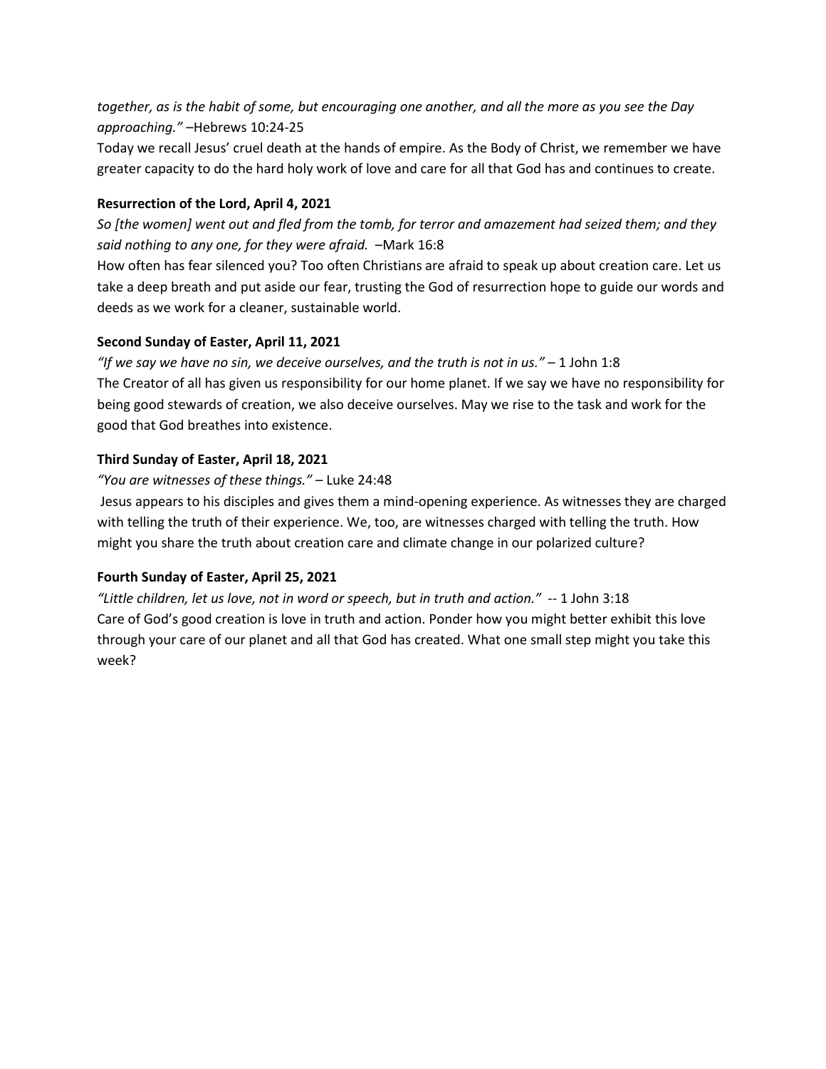*together, as is the habit of some, but encouraging one another, and all the more as you see the Day approaching."* –Hebrews 10:24-25

Today we recall Jesus' cruel death at the hands of empire. As the Body of Christ, we remember we have greater capacity to do the hard holy work of love and care for all that God has and continues to create.

**Resurrection of the Lord, April 4, 2021**

*So [the women] went out and fled from the tomb, for terror and amazement had seized them; and they said nothing to any one, for they were afraid.* –Mark 16:8

How often has fear silenced you? Too often Christians are afraid to speak up about creation care. Let us take a deep breath and put aside our fear, trusting the God of resurrection hope to guide our words and deeds as we work for a cleaner, sustainable world.

**Second Sunday of Easter, April 11, 2021**

*"If we say we have no sin, we deceive ourselves, and the truth is not in us."* – 1 John 1:8

The Creator of all has given us responsibility for our home planet. If we say we have no responsibility for being good stewards of creation, we also deceive ourselves. May we rise to the task and work for the good that God breathes into existence.

**Third Sunday of Easter, April 18, 2021**

*"You are witnesses of these things."* – Luke 24:48

Jesus appears to his disciples and gives them a mind-opening experience. As witnesses they are charged with telling the truth of their experience. We, too, are witnesses charged with telling the truth. How might you share the truth about creation care and climate change in our polarized culture?

**Fourth Sunday of Easter, April 25, 2021**

*"Little children, let us love, not in word or speech, but in truth and action."* -- 1 John 3:18

Care of God's good creation is love in truth and action. Ponder how you might better exhibit this love through your care of our planet and all that God has created. What one small step might you take this week?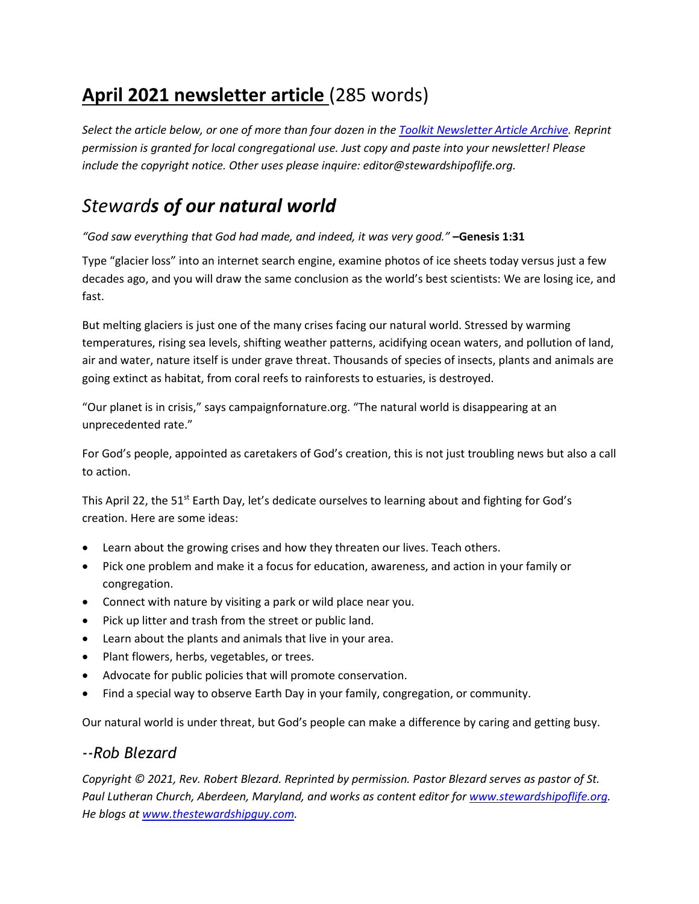## **April 2021 newsletter article** (285 words)

*Select the article below, or one of more than four dozen in the [Toolkit Newsletter Article Archive](). Reprint permission is granted for local congregational use. Just copy and paste into your newsletter! Please include the copyright notice. Other uses please inquire: editor@stewardshipoflife.org.*

# *Stewards of our natural world*

*"God saw everything that God had made, and indeed, it was very good."* **–Genesis 1:31**

Type "glacier loss" into an internet search engine, examine photos of ice sheets today versus just a few decades ago, and you will draw the same conclusion as the world's best scientists: We are losing ice, and fast.

But melting glaciers is just one of the many crises facing our natural world. Stressed by warming temperatures, rising sea levels, shifting weather patterns, acidifying ocean waters, and pollution of land, air and water, nature itself is under grave threat. Thousands of species of insects, plants and animals are going extinct as habitat, from coral reefs to rainforests to estuaries, is destroyed.

"Our planet is in crisis," says campaignfornature.org. "The natural world is disappearing at an unprecedented rate."

For God's people, appointed as caretakers of God's creation, this is not just troubling news but also a call to action.

This April 22, the 51st Earth Day, let's dedicate ourselves to learning about and fighting for God's creation. Here are some ideas:

- Learn about the growing crises and how they threaten our lives. Teach others.
- Pick one problem and make it a focus for education, awareness, and action in your family or congregation.
- Connect with nature by visiting a park or wild place near you.
- Pick up litter and trash from the street or public land.
- Learn about the plants and animals that live in your area.
- Plant flowers, herbs, vegetables, or trees.
- Advocate for public policies that will promote conservation.
- Find a special way to observe Earth Day in your family, congregation, or community.

Our natural world is under threat, but God's people can make a difference by caring and getting busy.

## *--Rob Blezard*

*Copyright © 2021, Rev. Robert Blezard. Reprinted by permission. Pastor Blezard serves as pastor of St. Paul Lutheran Church, Aberdeen, Maryland, and works as content editor for [www.stewardshipoflife.org](). He blogs at [www.thestewardshipguy.com]().*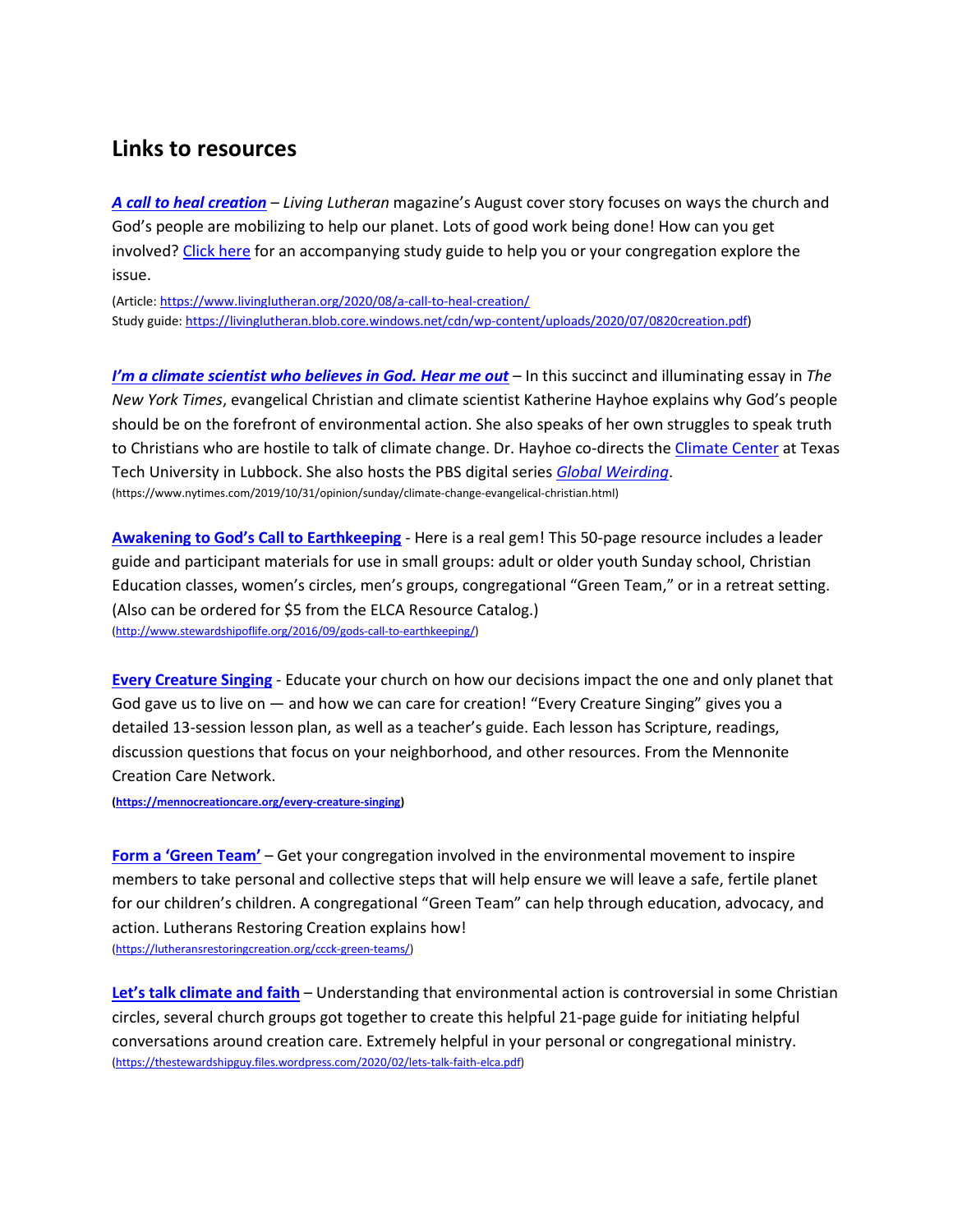## Links to resources

***A call to heal creation*** – *Living Lutheran* magazine's August cover story focuses on ways the church and God's people are mobilizing to help our planet. Lots of good work being done! How can you get involved? Click here for an accompanying study guide to help you or your congregation explore the issue.

(Article: https://www.livinglutheran.org/2020/08/a-call-to-heal-creation/
Study guide: https://livinglutheran.blob.core.windows.net/cdn/wp-content/uploads/2020/07/0820creation.pdf)

***I'm a climate scientist who believes in God. Hear me out*** – In this succinct and illuminating essay in *The New York Times*, evangelical Christian and climate scientist Katherine Hayhoe explains why God's people should be on the forefront of environmental action. She also speaks of her own struggles to speak truth to Christians who are hostile to talk of climate change. Dr. Hayhoe co-directs the Climate Center at Texas Tech University in Lubbock. She also hosts the PBS digital series *Global Weirding*.
(https://www.nytimes.com/2019/10/31/opinion/sunday/climate-change-evangelical-christian.html)

**Awakening to God's Call to Earthkeeping** - Here is a real gem! This 50-page resource includes a leader guide and participant materials for use in small groups: adult or older youth Sunday school, Christian Education classes, women's circles, men's groups, congregational "Green Team," or in a retreat setting. (Also can be ordered for $5 from the ELCA Resource Catalog.)
(http://www.stewardshipoflife.org/2016/09/gods-call-to-earthkeeping/)

**Every Creature Singing** - Educate your church on how our decisions impact the one and only planet that God gave us to live on — and how we can care for creation! "Every Creature Singing" gives you a detailed 13-session lesson plan, as well as a teacher's guide. Each lesson has Scripture, readings, discussion questions that focus on your neighborhood, and other resources. From the Mennonite Creation Care Network.

**(https://mennocreationcare.org/every-creature-singing)**

**Form a 'Green Team'** – Get your congregation involved in the environmental movement to inspire members to take personal and collective steps that will help ensure we will leave a safe, fertile planet for our children's children. A congregational "Green Team" can help through education, advocacy, and action. Lutherans Restoring Creation explains how!
(https://lutheransrestoringcreation.org/ccck-green-teams/)

**Let's talk climate and faith** – Understanding that environmental action is controversial in some Christian circles, several church groups got together to create this helpful 21-page guide for initiating helpful conversations around creation care. Extremely helpful in your personal or congregational ministry.
(https://thestewardshipguy.files.wordpress.com/2020/02/lets-talk-faith-elca.pdf)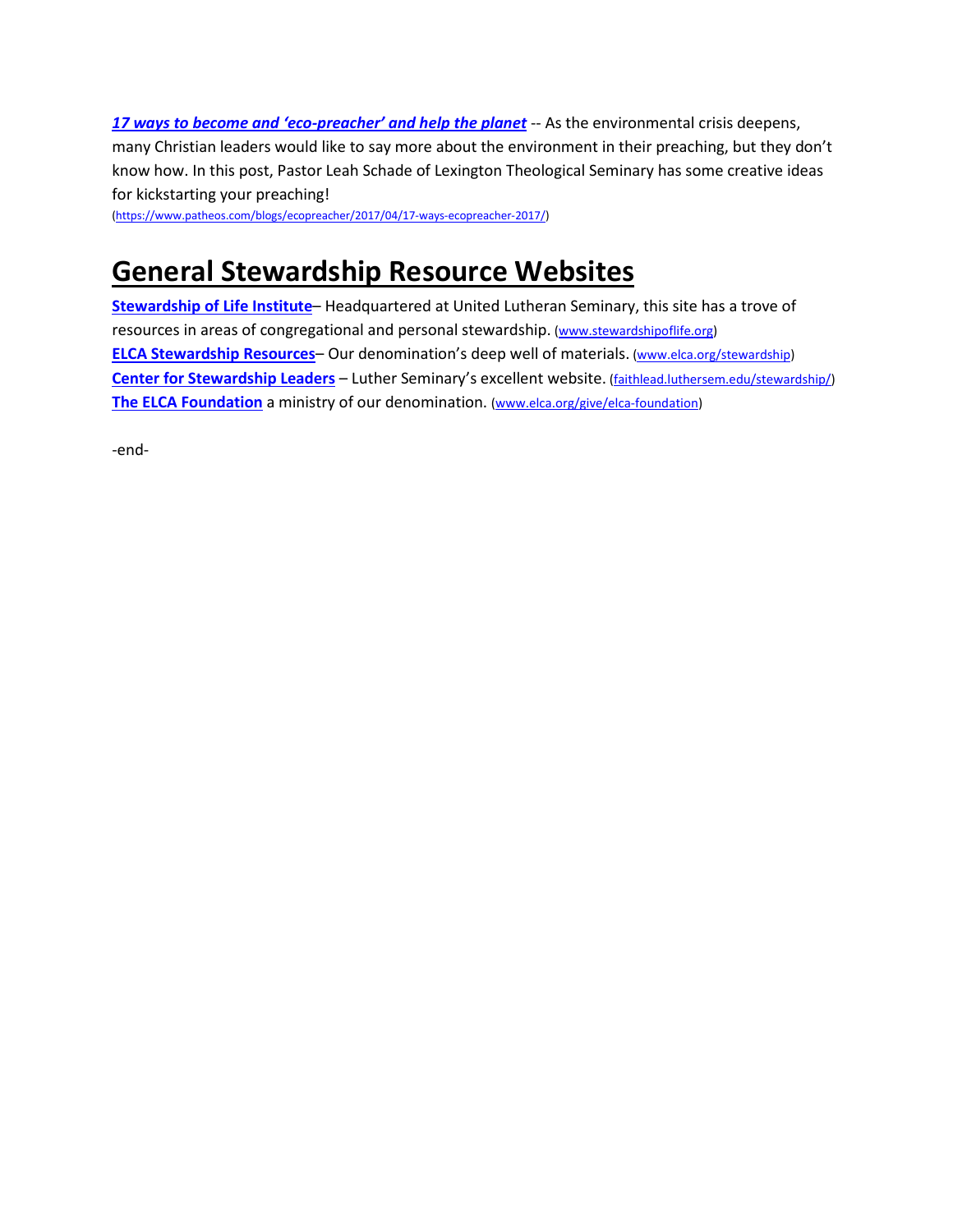***17 ways to become and 'eco-preacher' and help the planet*** -- As the environmental crisis deepens, many Christian leaders would like to say more about the environment in their preaching, but they don't know how. In this post, Pastor Leah Schade of Lexington Theological Seminary has some creative ideas for kickstarting your preaching!
(https://www.patheos.com/blogs/ecopreacher/2017/04/17-ways-ecopreacher-2017/)

# General Stewardship Resource Websites

**Stewardship of Life Institute**– Headquartered at United Lutheran Seminary, this site has a trove of resources in areas of congregational and personal stewardship. (www.stewardshipoflife.org)
**ELCA Stewardship Resources**– Our denomination's deep well of materials. (www.elca.org/stewardship)
**Center for Stewardship Leaders** – Luther Seminary's excellent website. (faithlead.luthersem.edu/stewardship/)
**The ELCA Foundation** a ministry of our denomination. (www.elca.org/give/elca-foundation)

-end-